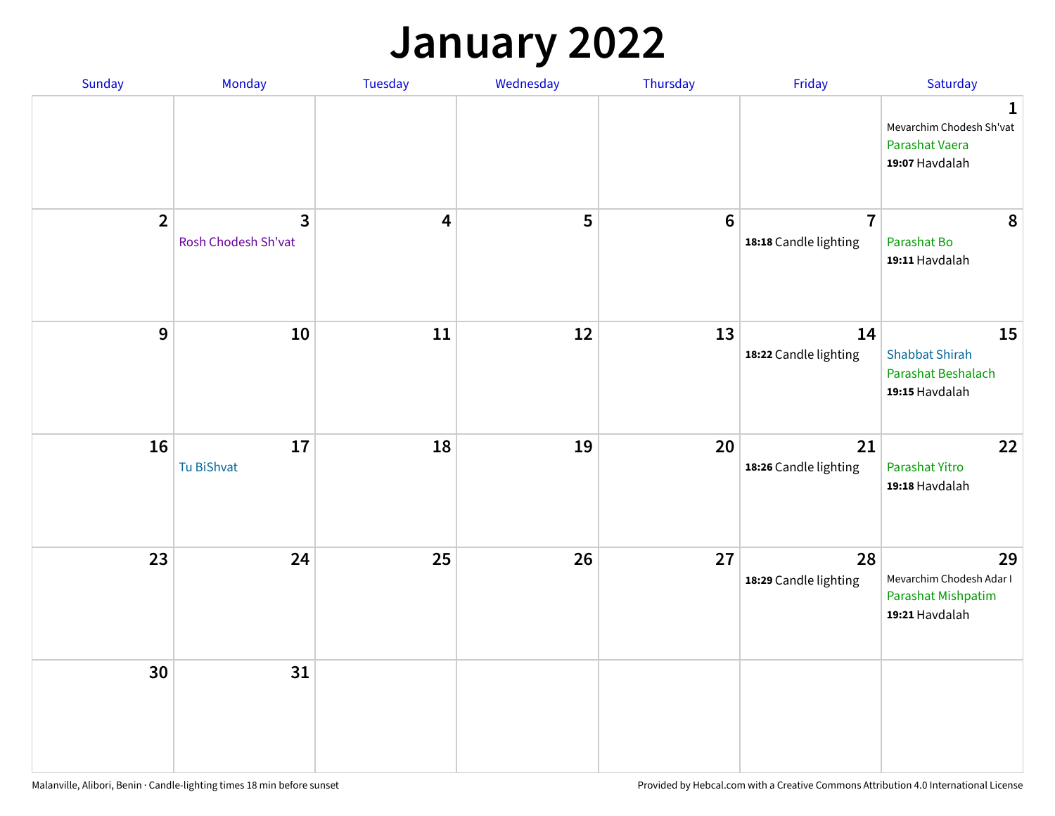# January 2022

| Sunday | Monday | Tuesday | Wednesday | Thursday | Friday | Saturday |
|---|---|---|---|---|---|---|
| | | | | | | **1** Mevarchim Chodesh Sh'vat<br>Parashat Vaera<br>**19:07** Havdalah |
| **2** | **3** Rosh Chodesh Sh'vat | **4** | **5** | **6** | **7** **18:18** Candle lighting | **8** Parashat Bo<br>**19:11** Havdalah |
| **9** | **10** | **11** | **12** | **13** | **14** **18:22** Candle lighting | **15** Shabbat Shirah<br>Parashat Beshalach<br>**19:15** Havdalah |
| **16** | **17** Tu BiShvat | **18** | **19** | **20** | **21** **18:26** Candle lighting | **22** Parashat Yitro<br>**19:18** Havdalah |
| **23** | **24** | **25** | **26** | **27** | **28** **18:29** Candle lighting | **29** Mevarchim Chodesh Adar I<br>Parashat Mishpatim<br>**19:21** Havdalah |
| **30** | **31** | | | | | |

Malanville, Alibori, Benin · Candle-lighting times 18 min before sunset

Provided by Hebcal.com with a Creative Commons Attribution 4.0 International License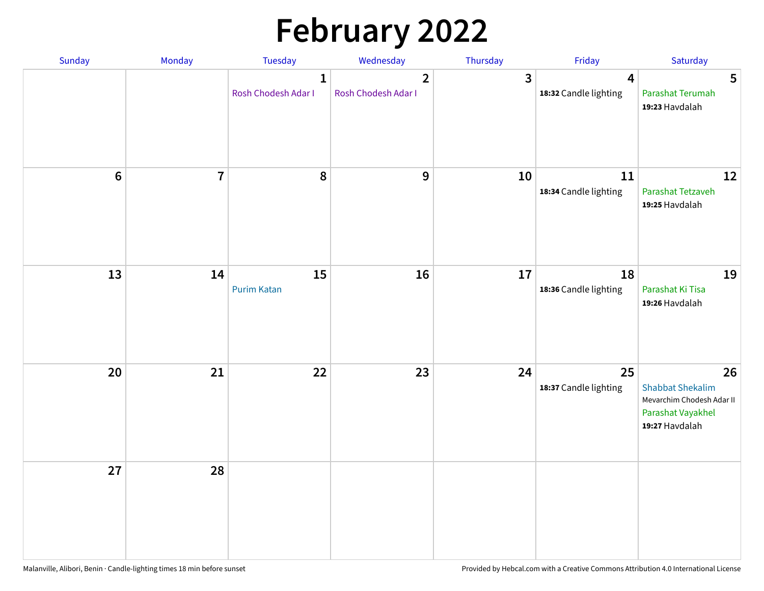# February 2022

| Sunday | Monday | Tuesday | Wednesday | Thursday | Friday | Saturday |
|---|---|---|---|---|---|---|
| | | 1<br>Rosh Chodesh Adar I | 2<br>Rosh Chodesh Adar I | 3 | 4<br>**18:32** Candle lighting | 5<br>Parashat Terumah<br>**19:23** Havdalah |
| 6 | 7 | 8 | 9 | 10 | 11<br>**18:34** Candle lighting | 12<br>Parashat Tetzaveh<br>**19:25** Havdalah |
| 13 | 14 | 15<br>Purim Katan | 16 | 17 | 18<br>**18:36** Candle lighting | 19<br>Parashat Ki Tisa<br>**19:26** Havdalah |
| 20 | 21 | 22 | 23 | 24 | 25<br>**18:37** Candle lighting | 26<br>Shabbat Shekalim<br>Mevarchim Chodesh Adar II<br>Parashat Vayakhel<br>**19:27** Havdalah |
| 27 | 28 | | | | | |

Malanville, Alibori, Benin · Candle-lighting times 18 min before sunset

Provided by Hebcal.com with a Creative Commons Attribution 4.0 International License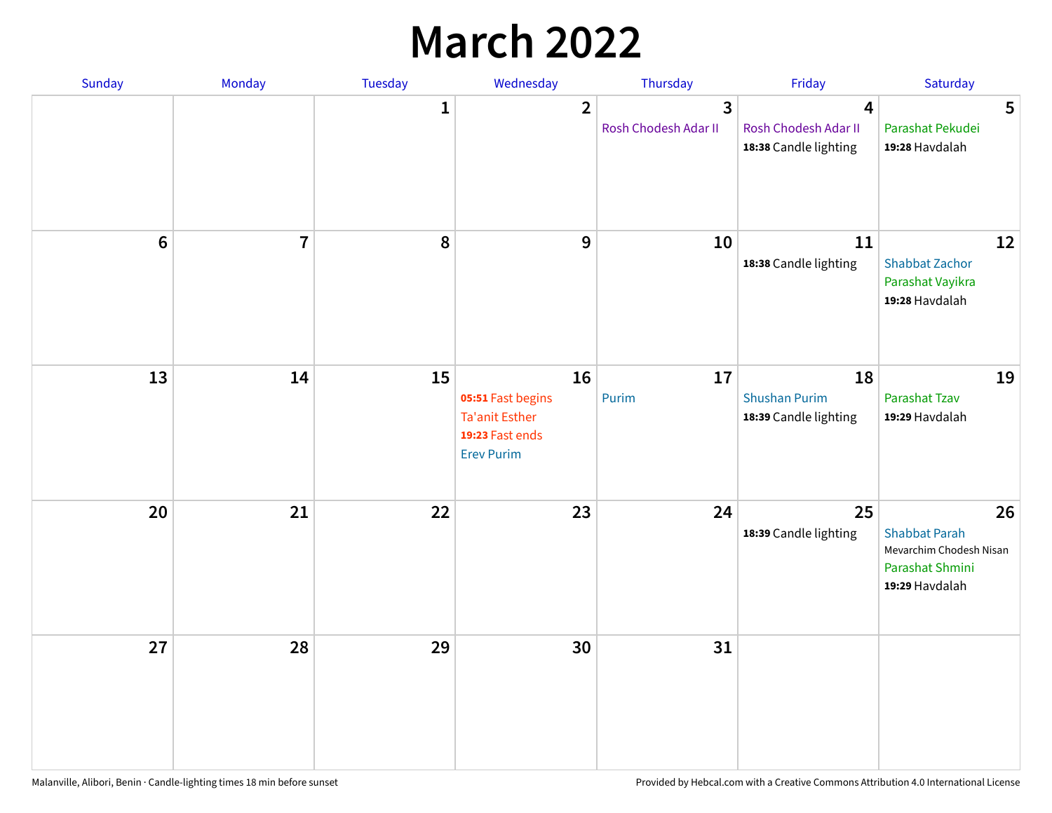# March 2022

| Sunday | Monday | Tuesday | Wednesday | Thursday | Friday | Saturday |
|---|---|---|---|---|---|---|
| | | 1 | 2 | 3<br>Rosh Chodesh Adar II | 4<br>Rosh Chodesh Adar II<br>**18:38** Candle lighting | 5<br>Parashat Pekudei<br>**19:28** Havdalah |
| 6 | 7 | 8 | 9 | 10 | 11<br>**18:38** Candle lighting | 12<br>Shabbat Zachor<br>Parashat Vayikra<br>**19:28** Havdalah |
| 13 | 14 | 15 | 16<br>**05:51** Fast begins<br>Ta'anit Esther<br>**19:23** Fast ends<br>Erev Purim | 17<br>Purim | 18<br>Shushan Purim<br>**18:39** Candle lighting | 19<br>Parashat Tzav<br>**19:29** Havdalah |
| 20 | 21 | 22 | 23 | 24 | 25<br>**18:39** Candle lighting | 26<br>Shabbat Parah<br>Mevarchim Chodesh Nisan<br>Parashat Shmini<br>**19:29** Havdalah |
| 27 | 28 | 29 | 30 | 31 | | |

Malanville, Alibori, Benin · Candle-lighting times 18 min before sunset

Provided by Hebcal.com with a Creative Commons Attribution 4.0 International License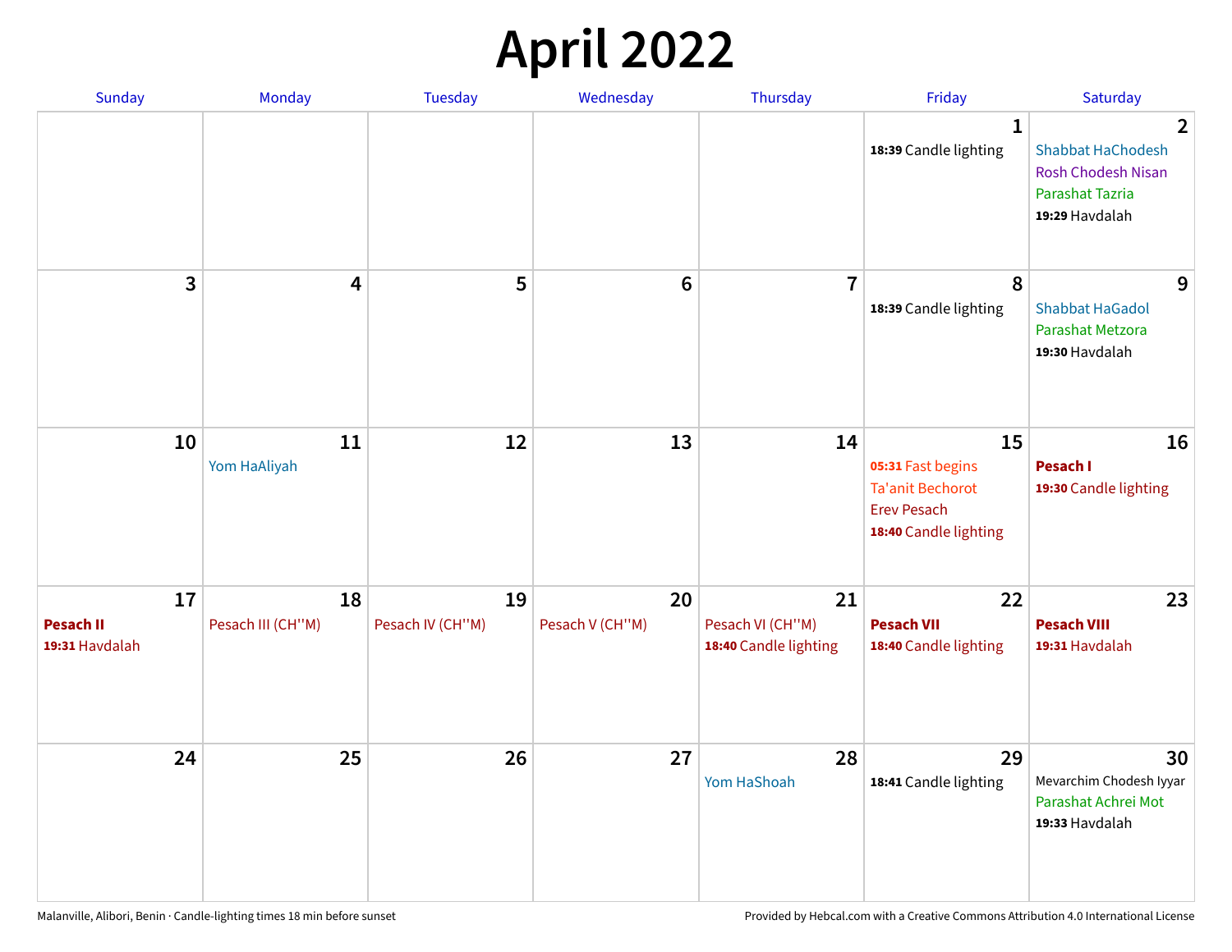# April 2022

| Sunday | Monday | Tuesday | Wednesday | Thursday | Friday | Saturday |
|---|---|---|---|---|---|---|
| | | | | | **1**<br>**18:39** Candle lighting | **2**<br>Shabbat HaChodesh<br>Rosh Chodesh Nisan<br>Parashat Tazria<br>**19:29** Havdalah |
| **3** | **4** | **5** | **6** | **7** | **8**<br>**18:39** Candle lighting | **9**<br>Shabbat HaGadol<br>Parashat Metzora<br>**19:30** Havdalah |
| **10** | **11**<br>Yom HaAliyah | **12** | **13** | **14** | **15**<br>**05:31** Fast begins<br>Ta'anit Bechorot<br>Erev Pesach<br>**18:40** Candle lighting | **16**<br>**Pesach I**<br>**19:30** Candle lighting |
| **17**<br>**Pesach II**<br>**19:31** Havdalah | **18**<br>Pesach III (CH''M) | **19**<br>Pesach IV (CH''M) | **20**<br>Pesach V (CH''M) | **21**<br>Pesach VI (CH''M)<br>**18:40** Candle lighting | **22**<br>**Pesach VII**<br>**18:40** Candle lighting | **23**<br>**Pesach VIII**<br>**19:31** Havdalah |
| **24** | **25** | **26** | **27** | **28**<br>Yom HaShoah | **29**<br>**18:41** Candle lighting | **30**<br>Mevarchim Chodesh Iyyar<br>Parashat Achrei Mot<br>**19:33** Havdalah |

Malanville, Alibori, Benin · Candle-lighting times 18 min before sunset

Provided by Hebcal.com with a Creative Commons Attribution 4.0 International License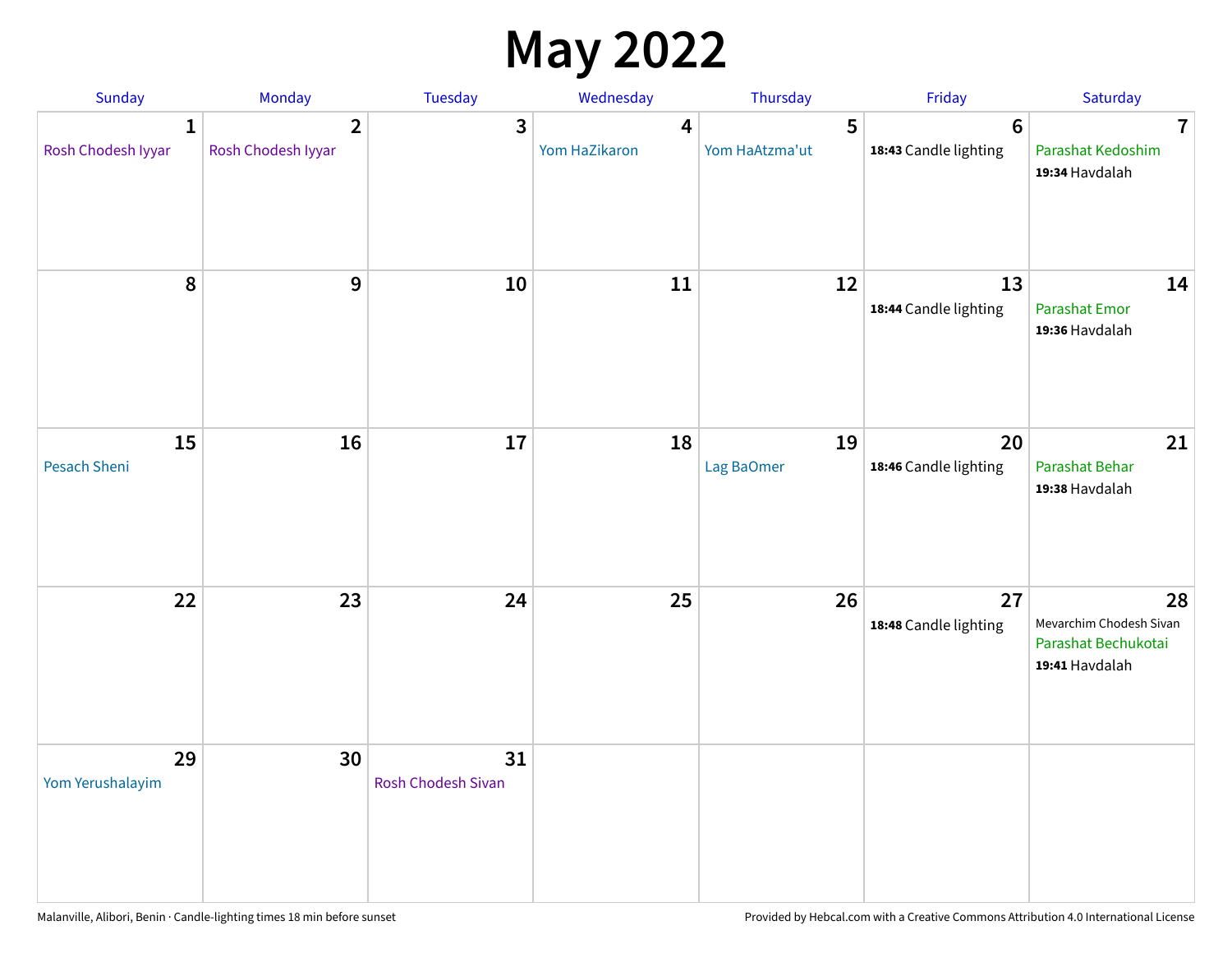# May 2022

| Sunday | Monday | Tuesday | Wednesday | Thursday | Friday | Saturday |
|---|---|---|---|---|---|---|
| **1** Rosh Chodesh Iyyar | **2** Rosh Chodesh Iyyar | **3** | **4** Yom HaZikaron | **5** Yom HaAtzma'ut | **6** **18:43** Candle lighting | **7** Parashat Kedoshim **19:34** Havdalah |
| **8** | **9** | **10** | **11** | **12** | **13** **18:44** Candle lighting | **14** Parashat Emor **19:36** Havdalah |
| **15** Pesach Sheni | **16** | **17** | **18** | **19** Lag BaOmer | **20** **18:46** Candle lighting | **21** Parashat Behar **19:38** Havdalah |
| **22** | **23** | **24** | **25** | **26** | **27** **18:48** Candle lighting | **28** Mevarchim Chodesh Sivan Parashat Bechukotai **19:41** Havdalah |
| **29** Yom Yerushalayim | **30** | **31** Rosh Chodesh Sivan | | | | |

Malanville, Alibori, Benin · Candle-lighting times 18 min before sunset

Provided by Hebcal.com with a Creative Commons Attribution 4.0 International License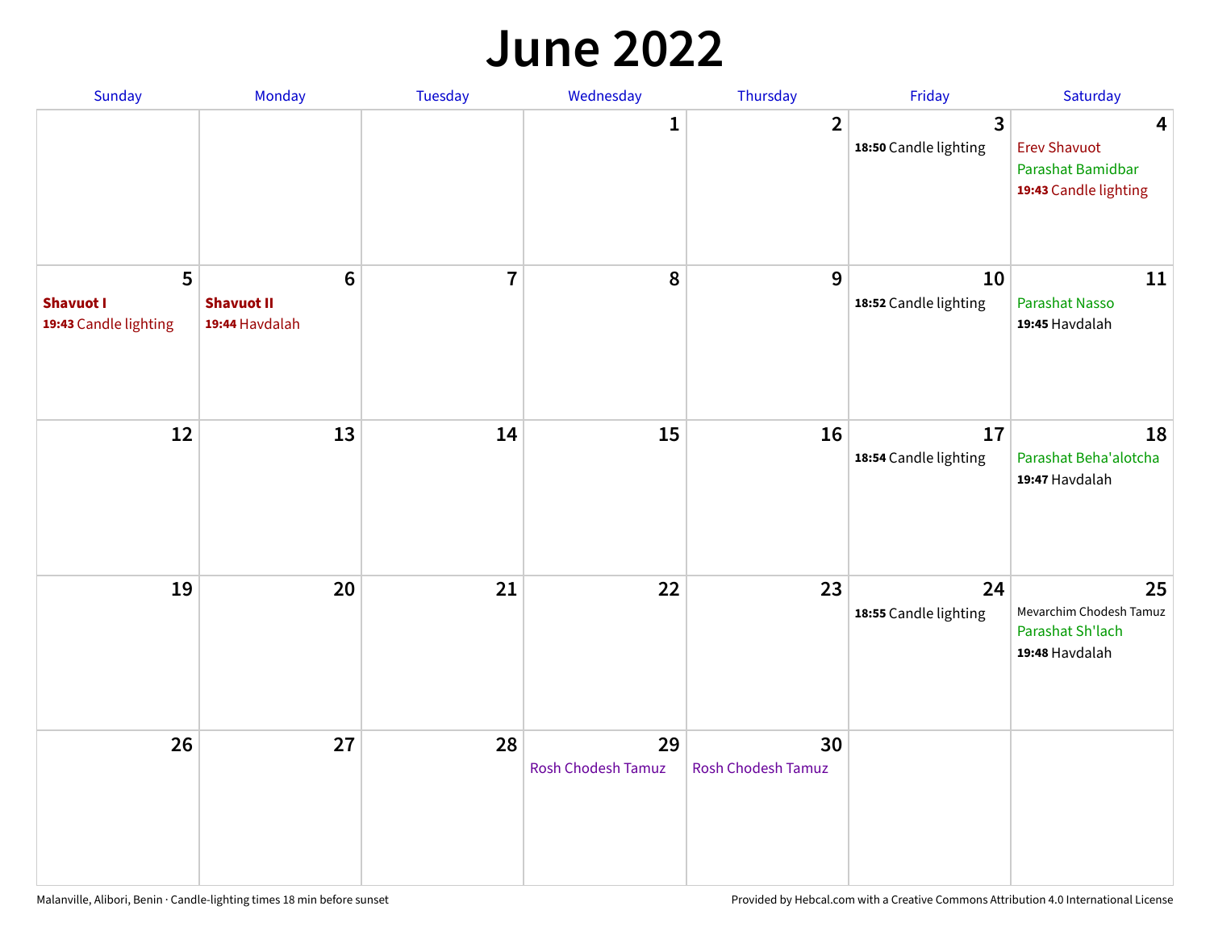# June 2022

| Sunday | Monday | Tuesday | Wednesday | Thursday | Friday | Saturday |
|---|---|---|---|---|---|---|
| | | | 1 | 2 | 3<br>**18:50** Candle lighting | 4<br>Erev Shavuot<br>Parashat Bamidbar<br>**19:43** Candle lighting |
| 5<br>**Shavuot I**<br>**19:43** Candle lighting | 6<br>**Shavuot II**<br>**19:44** Havdalah | 7 | 8 | 9 | 10<br>**18:52** Candle lighting | 11<br>Parashat Nasso<br>**19:45** Havdalah |
| 12 | 13 | 14 | 15 | 16 | 17<br>**18:54** Candle lighting | 18<br>Parashat Beha'alotcha<br>**19:47** Havdalah |
| 19 | 20 | 21 | 22 | 23 | 24<br>**18:55** Candle lighting | 25<br>Mevarchim Chodesh Tamuz<br>Parashat Sh'lach<br>**19:48** Havdalah |
| 26 | 27 | 28 | 29<br>Rosh Chodesh Tamuz | 30<br>Rosh Chodesh Tamuz | | |

Malanville, Alibori, Benin · Candle-lighting times 18 min before sunset

Provided by Hebcal.com with a Creative Commons Attribution 4.0 International License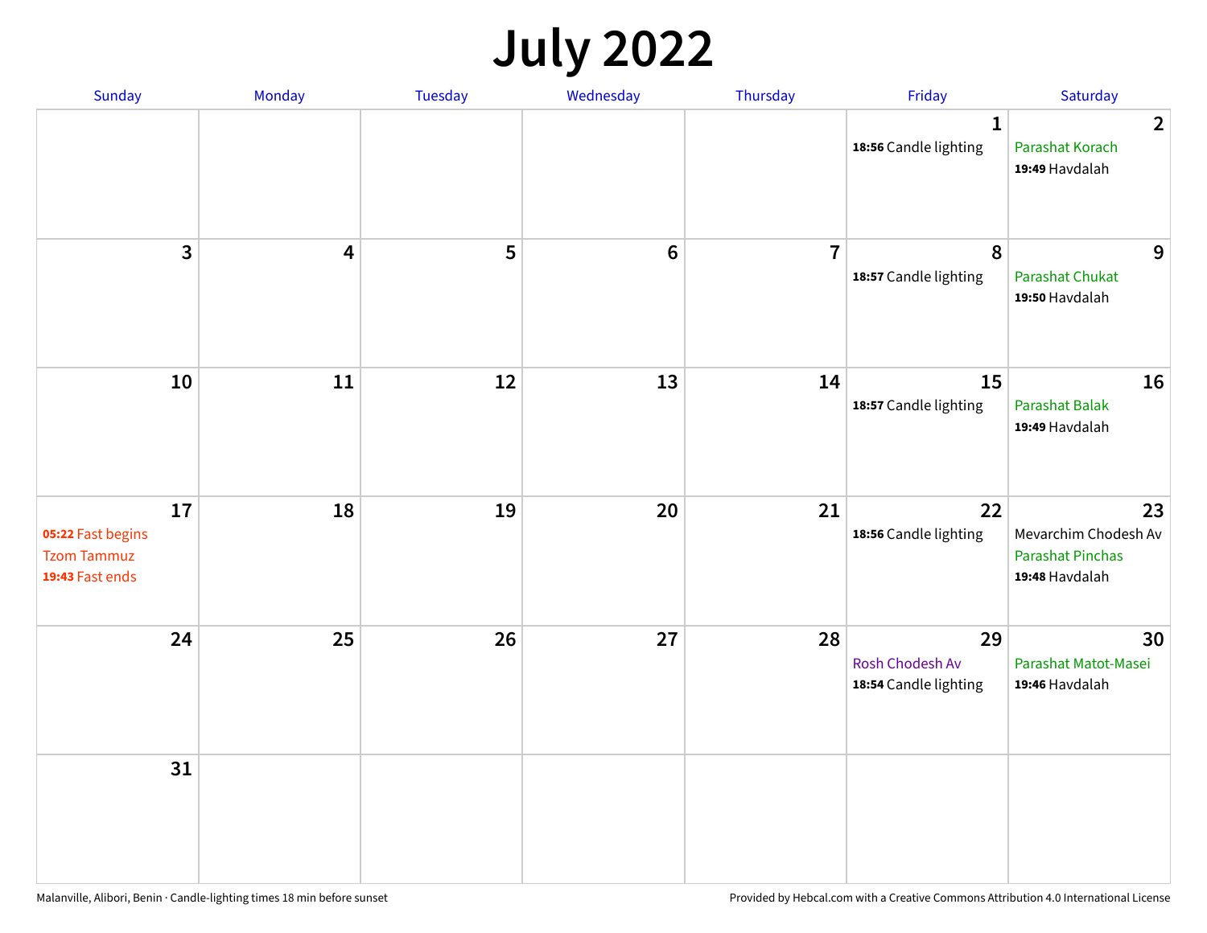# July 2022

| Sunday | Monday | Tuesday | Wednesday | Thursday | Friday | Saturday |
|---|---|---|---|---|---|---|
| | | | | | **1**<br>**18:56** Candle lighting | **2**<br>Parashat Korach<br>**19:49** Havdalah |
| **3** | **4** | **5** | **6** | **7** | **8**<br>**18:57** Candle lighting | **9**<br>Parashat Chukat<br>**19:50** Havdalah |
| **10** | **11** | **12** | **13** | **14** | **15**<br>**18:57** Candle lighting | **16**<br>Parashat Balak<br>**19:49** Havdalah |
| **17**<br>**05:22** Fast begins<br>Tzom Tammuz<br>**19:43** Fast ends | **18** | **19** | **20** | **21** | **22**<br>**18:56** Candle lighting | **23**<br>Mevarchim Chodesh Av<br>Parashat Pinchas<br>**19:48** Havdalah |
| **24** | **25** | **26** | **27** | **28** | **29**<br>Rosh Chodesh Av<br>**18:54** Candle lighting | **30**<br>Parashat Matot-Masei<br>**19:46** Havdalah |
| **31** | | | | | | |

Malanville, Alibori, Benin · Candle-lighting times 18 min before sunset

Provided by Hebcal.com with a Creative Commons Attribution 4.0 International License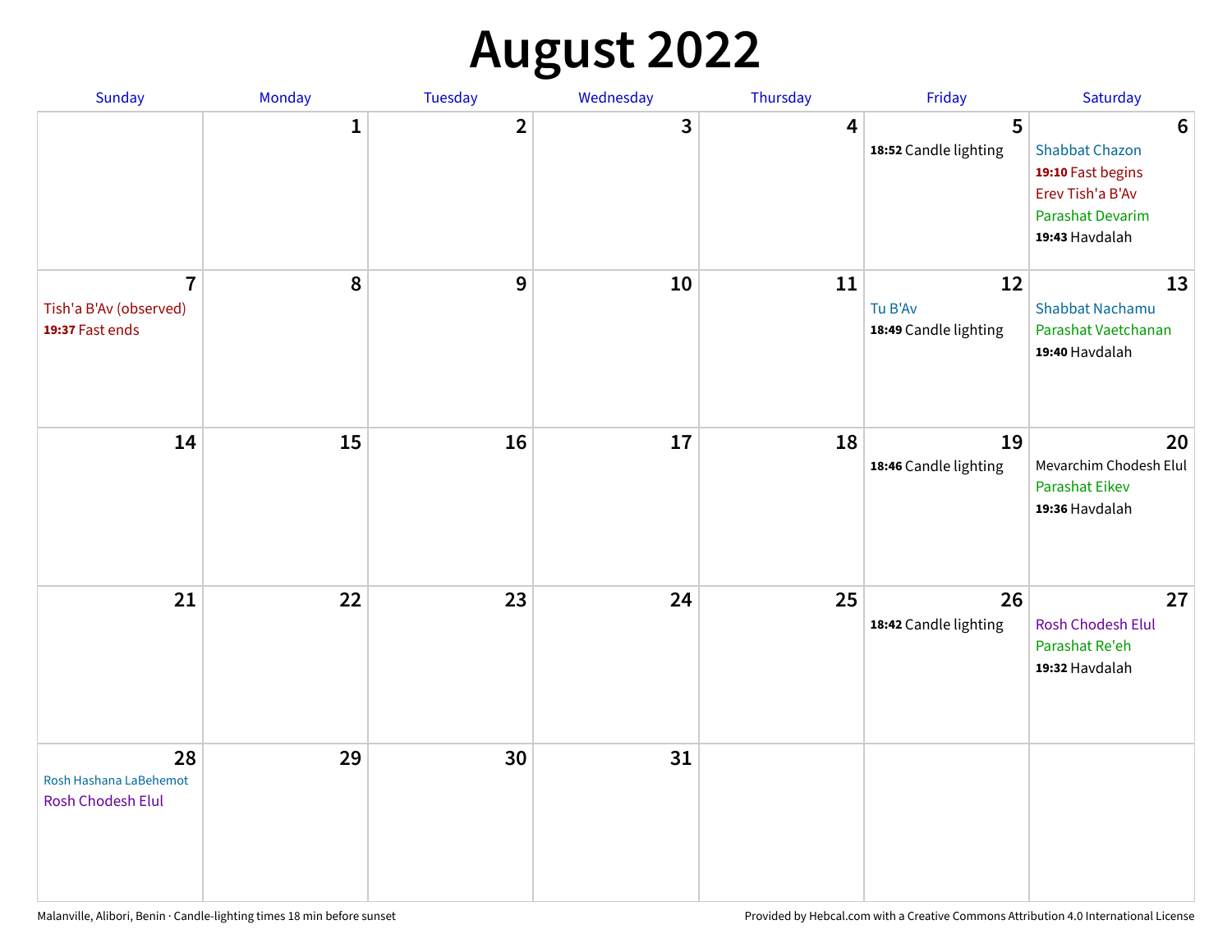# August 2022

| Sunday | Monday | Tuesday | Wednesday | Thursday | Friday | Saturday |
|---|---|---|---|---|---|---|
| | 1 | 2 | 3 | 4 | 5<br>**18:52** Candle lighting | 6<br>Shabbat Chazon<br>**19:10** Fast begins<br>Erev Tish'a B'Av<br>Parashat Devarim<br>**19:43** Havdalah |
| 7<br>Tish'a B'Av (observed)<br>**19:37** Fast ends | 8 | 9 | 10 | 11 | 12<br>Tu B'Av<br>**18:49** Candle lighting | 13<br>Shabbat Nachamu<br>Parashat Vaetchanan<br>**19:40** Havdalah |
| 14 | 15 | 16 | 17 | 18 | 19<br>**18:46** Candle lighting | 20<br>Mevarchim Chodesh Elul<br>Parashat Eikev<br>**19:36** Havdalah |
| 21 | 22 | 23 | 24 | 25 | 26<br>**18:42** Candle lighting | 27<br>Rosh Chodesh Elul<br>Parashat Re'eh<br>**19:32** Havdalah |
| 28<br>Rosh Hashana LaBehemot<br>Rosh Chodesh Elul | 29 | 30 | 31 | | | |

Malanville, Alibori, Benin · Candle-lighting times 18 min before sunset

Provided by Hebcal.com with a Creative Commons Attribution 4.0 International License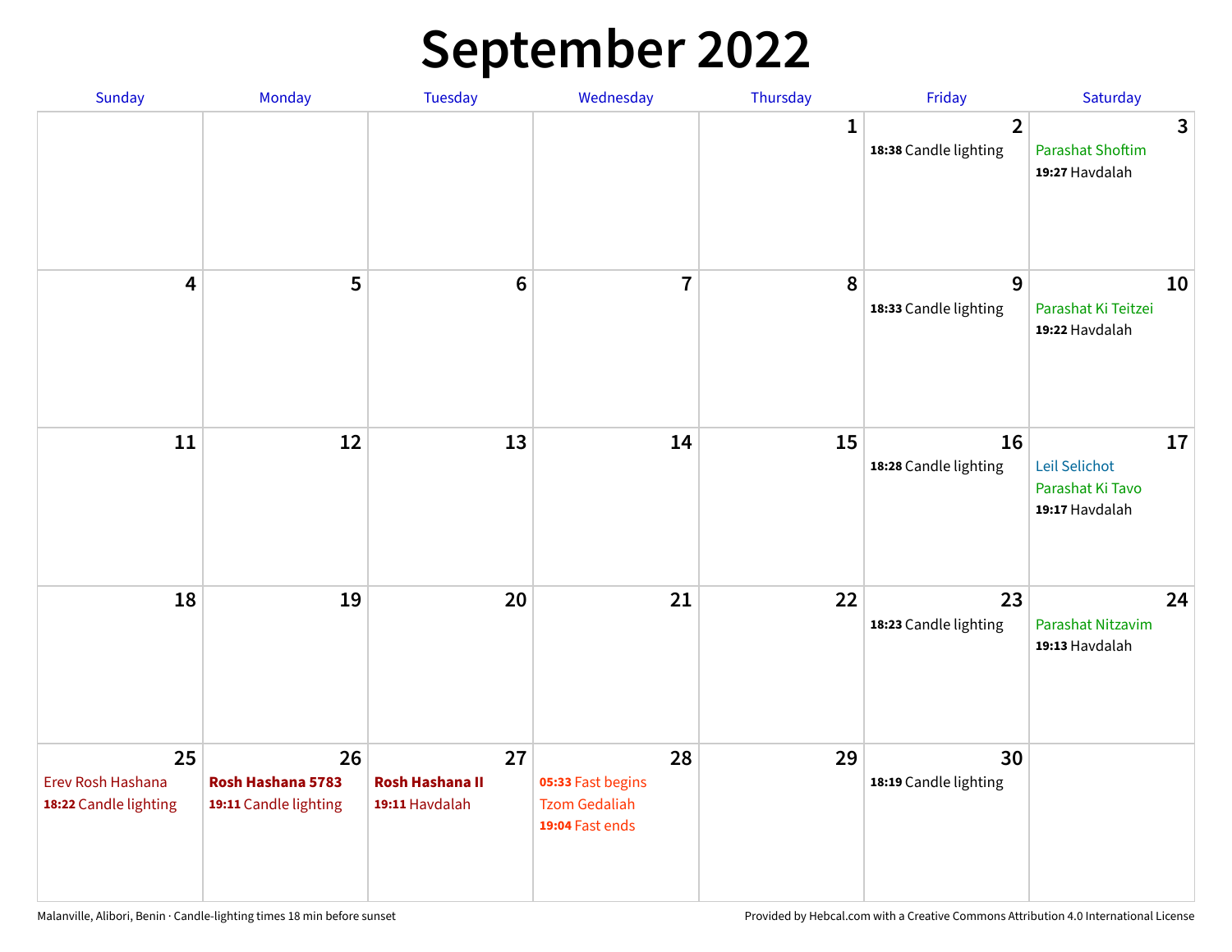# September 2022

| Sunday | Monday | Tuesday | Wednesday | Thursday | Friday | Saturday |
|---|---|---|---|---|---|---|
| | | | | 1 | 2<br>**18:38** Candle lighting | 3<br>Parashat Shoftim<br>**19:27** Havdalah |
| 4 | 5 | 6 | 7 | 8 | 9<br>**18:33** Candle lighting | 10<br>Parashat Ki Teitzei<br>**19:22** Havdalah |
| 11 | 12 | 13 | 14 | 15 | 16<br>**18:28** Candle lighting | 17<br>Leil Selichot<br>Parashat Ki Tavo<br>**19:17** Havdalah |
| 18 | 19 | 20 | 21 | 22 | 23<br>**18:23** Candle lighting | 24<br>Parashat Nitzavim<br>**19:13** Havdalah |
| 25<br>Erev Rosh Hashana<br>**18:22** Candle lighting | 26<br>**Rosh Hashana 5783**<br>**19:11** Candle lighting | 27<br>**Rosh Hashana II**<br>**19:11** Havdalah | 28<br>**05:33** Fast begins<br>Tzom Gedaliah<br>**19:04** Fast ends | 29 | 30<br>**18:19** Candle lighting | |

Malanville, Alibori, Benin · Candle-lighting times 18 min before sunset

Provided by Hebcal.com with a Creative Commons Attribution 4.0 International License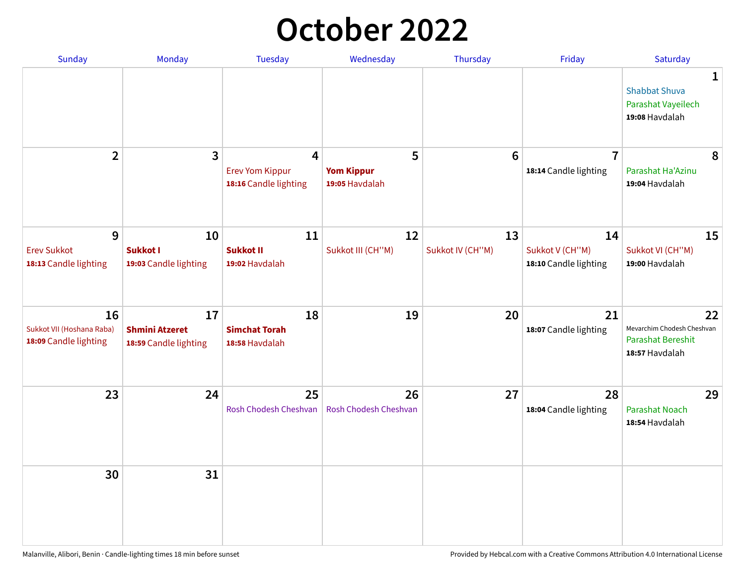# October 2022

| Sunday | Monday | Tuesday | Wednesday | Thursday | Friday | Saturday |
|---|---|---|---|---|---|---|
| | | | | | | **1** Shabbat Shuva Parashat Vayeilech **19:08** Havdalah |
| **2** | **3** | **4** Erev Yom Kippur **18:16** Candle lighting | **5** **Yom Kippur** **19:05** Havdalah | **6** | **7** **18:14** Candle lighting | **8** Parashat Ha'Azinu **19:04** Havdalah |
| **9** Erev Sukkot **18:13** Candle lighting | **10** **Sukkot I** **19:03** Candle lighting | **11** **Sukkot II** **19:02** Havdalah | **12** Sukkot III (CH''M) | **13** Sukkot IV (CH''M) | **14** Sukkot V (CH''M) **18:10** Candle lighting | **15** Sukkot VI (CH''M) **19:00** Havdalah |
| **16** Sukkot VII (Hoshana Raba) **18:09** Candle lighting | **17** **Shmini Atzeret** **18:59** Candle lighting | **18** **Simchat Torah** **18:58** Havdalah | **19** | **20** | **21** **18:07** Candle lighting | **22** Mevarchim Chodesh Cheshvan Parashat Bereshit **18:57** Havdalah |
| **23** | **24** | **25** Rosh Chodesh Cheshvan | **26** Rosh Chodesh Cheshvan | **27** | **28** **18:04** Candle lighting | **29** Parashat Noach **18:54** Havdalah |
| **30** | **31** | | | | | |

Malanville, Alibori, Benin · Candle-lighting times 18 min before sunset

Provided by Hebcal.com with a Creative Commons Attribution 4.0 International License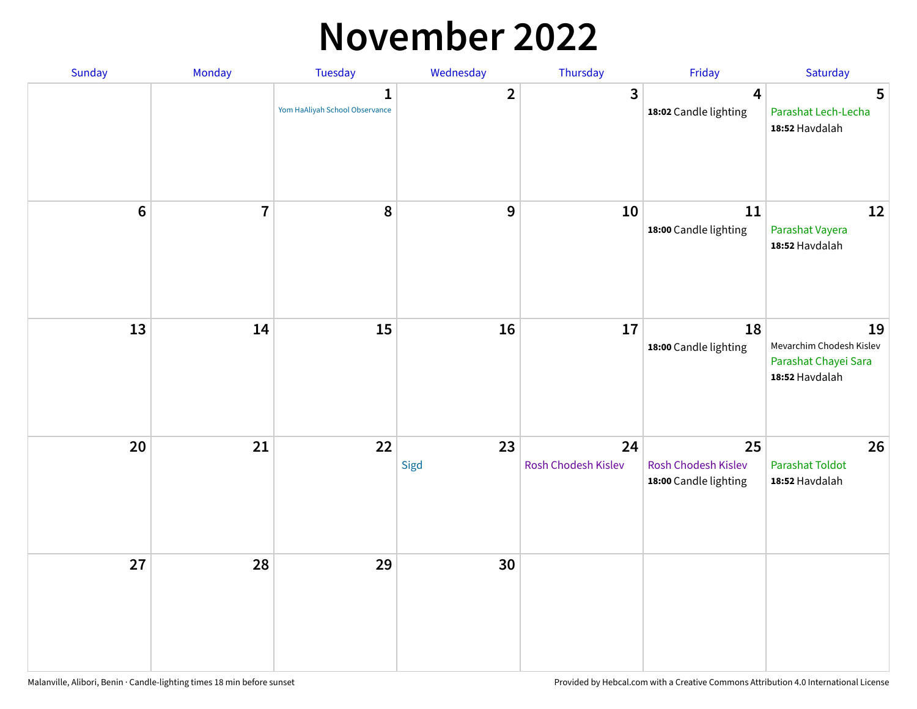# November 2022

| Sunday | Monday | Tuesday | Wednesday | Thursday | Friday | Saturday |
|---|---|---|---|---|---|---|
| | | 1<br>Yom HaAliyah School Observance | 2 | 3 | 4<br>**18:02** Candle lighting | 5<br>Parashat Lech-Lecha<br>**18:52** Havdalah |
| 6 | 7 | 8 | 9 | 10 | 11<br>**18:00** Candle lighting | 12<br>Parashat Vayera<br>**18:52** Havdalah |
| 13 | 14 | 15 | 16 | 17 | 18<br>**18:00** Candle lighting | 19<br>Mevarchim Chodesh Kislev<br>Parashat Chayei Sara<br>**18:52** Havdalah |
| 20 | 21 | 22 | 23<br>Sigd | 24<br>Rosh Chodesh Kislev | 25<br>Rosh Chodesh Kislev<br>**18:00** Candle lighting | 26<br>Parashat Toldot<br>**18:52** Havdalah |
| 27 | 28 | 29 | 30 | | | |

Malanville, Alibori, Benin · Candle-lighting times 18 min before sunset

Provided by Hebcal.com with a Creative Commons Attribution 4.0 International License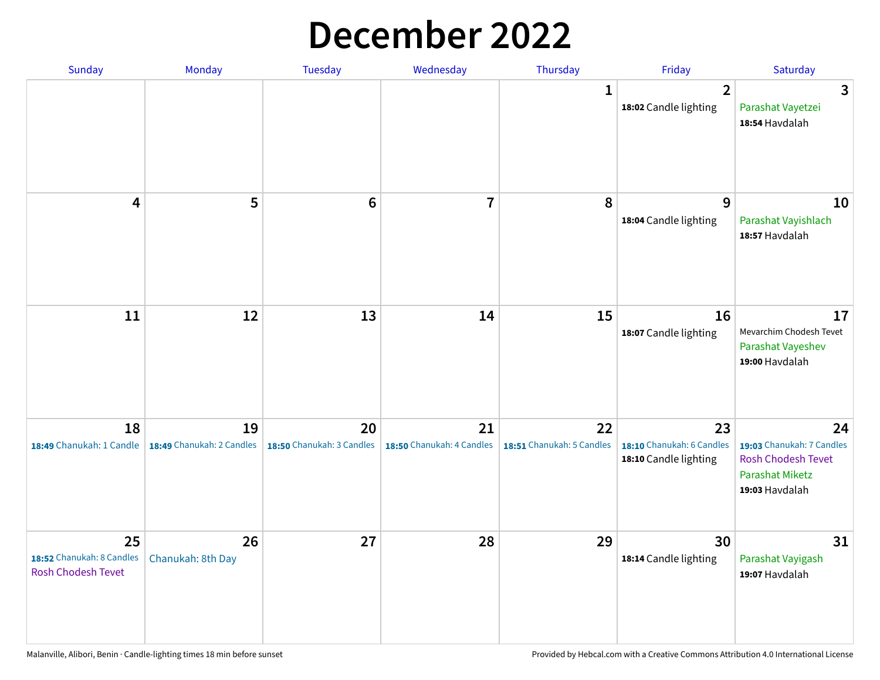# December 2022

| Sunday | Monday | Tuesday | Wednesday | Thursday | Friday | Saturday |
|---|---|---|---|---|---|---|
| | | | | 1 | 2<br>**18:02** Candle lighting | 3<br>Parashat Vayetzei<br>**18:54** Havdalah |
| 4 | 5 | 6 | 7 | 8 | 9<br>**18:04** Candle lighting | 10<br>Parashat Vayishlach<br>**18:57** Havdalah |
| 11 | 12 | 13 | 14 | 15 | 16<br>**18:07** Candle lighting | 17<br>Mevarchim Chodesh Tevet<br>Parashat Vayeshev<br>**19:00** Havdalah |
| 18<br>**18:49** Chanukah: 1 Candle | 19<br>**18:49** Chanukah: 2 Candles | 20<br>**18:50** Chanukah: 3 Candles | 21<br>**18:50** Chanukah: 4 Candles | 22<br>**18:51** Chanukah: 5 Candles | 23<br>**18:10** Chanukah: 6 Candles<br>**18:10** Candle lighting | 24<br>**19:03** Chanukah: 7 Candles<br>Rosh Chodesh Tevet<br>Parashat Miketz<br>**19:03** Havdalah |
| 25<br>**18:52** Chanukah: 8 Candles<br>Rosh Chodesh Tevet | 26<br>Chanukah: 8th Day | 27 | 28 | 29 | 30<br>**18:14** Candle lighting | 31<br>Parashat Vayigash<br>**19:07** Havdalah |

Malanville, Alibori, Benin · Candle-lighting times 18 min before sunset

Provided by Hebcal.com with a Creative Commons Attribution 4.0 International License